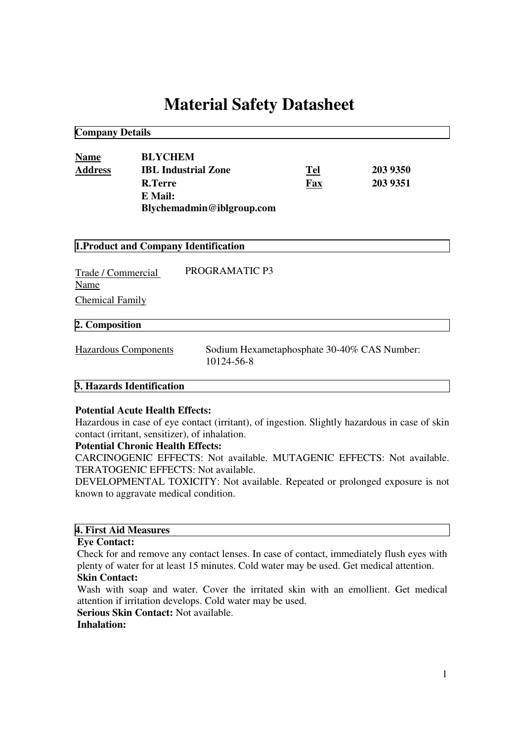# Material Safety Datasheet

## Company Details

| | | | |
|---|---|---|---|
| **Name** | **BLYCHEM** | | |
| **Address** | **IBL Industrial Zone** | **Tel** | **203 9350** |
| | **R.Terre** | **Fax** | **203 9351** |
| | **E Mail: Blychemadmin@iblgroup.com** | | |

## 1.Product and Company Identification

Trade / Commercial Name: PROGRAMATIC P3

Chemical Family:

## 2. Composition

Hazardous Components: Sodium Hexametaphosphate 30-40% CAS Number: 10124-56-8

## 3. Hazards Identification

**Potential Acute Health Effects:**

Hazardous in case of eye contact (irritant), of ingestion. Slightly hazardous in case of skin contact (irritant, sensitizer), of inhalation.

**Potential Chronic Health Effects:**

CARCINOGENIC EFFECTS: Not available. MUTAGENIC EFFECTS: Not available. TERATOGENIC EFFECTS: Not available.

DEVELOPMENTAL TOXICITY: Not available. Repeated or prolonged exposure is not known to aggravate medical condition.

## 4. First Aid Measures

**Eye Contact:**

Check for and remove any contact lenses. In case of contact, immediately flush eyes with plenty of water for at least 15 minutes. Cold water may be used. Get medical attention.

**Skin Contact:**

Wash with soap and water. Cover the irritated skin with an emollient. Get medical attention if irritation develops. Cold water may be used.

**Serious Skin Contact:** Not available.

**Inhalation:**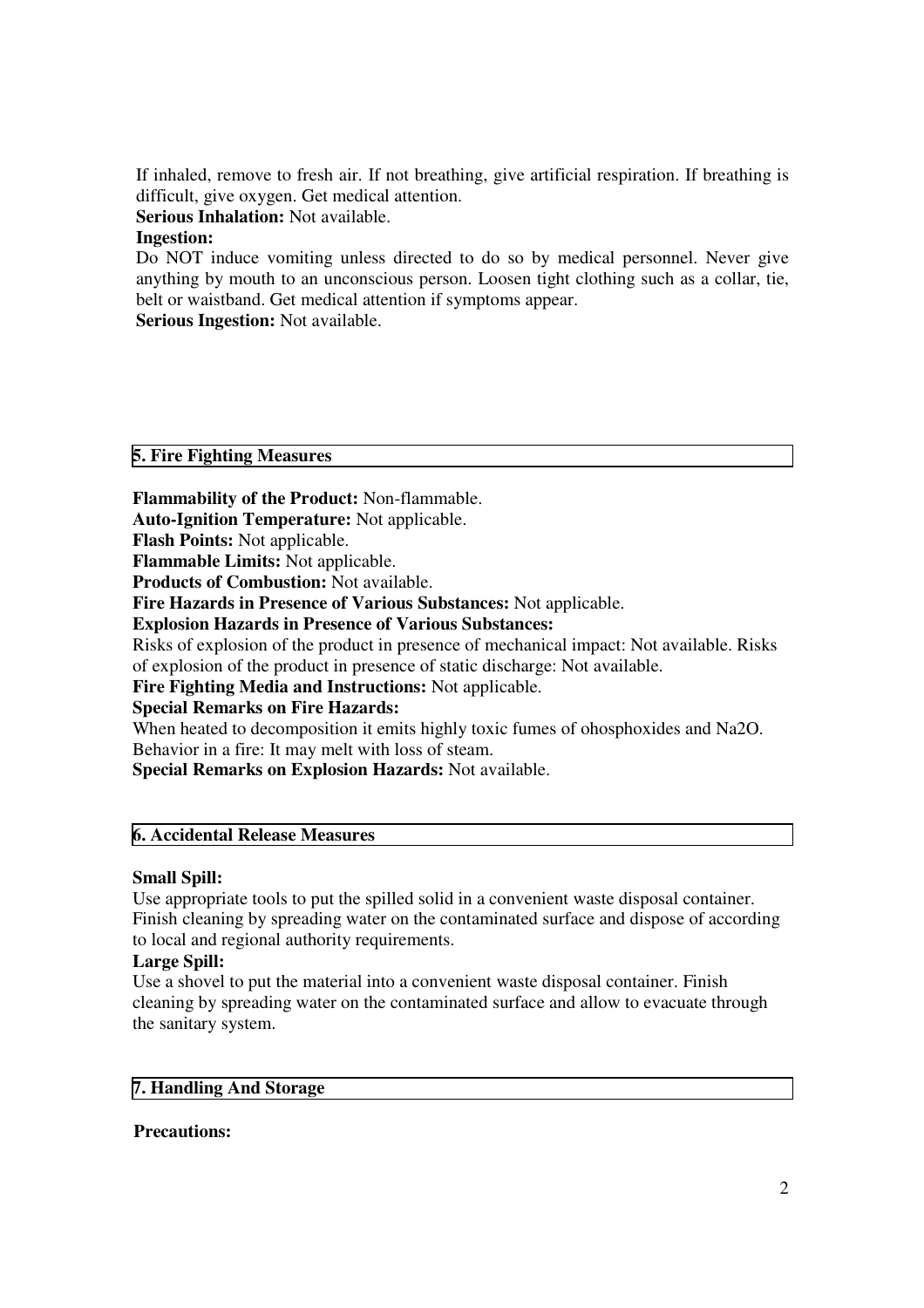If inhaled, remove to fresh air. If not breathing, give artificial respiration. If breathing is difficult, give oxygen. Get medical attention.

**Serious Inhalation:** Not available.

**Ingestion:**

Do NOT induce vomiting unless directed to do so by medical personnel. Never give anything by mouth to an unconscious person. Loosen tight clothing such as a collar, tie, belt or waistband. Get medical attention if symptoms appear.

**Serious Ingestion:** Not available.

## 5. Fire Fighting Measures

**Flammability of the Product:** Non-flammable.

**Auto-Ignition Temperature:** Not applicable.

**Flash Points:** Not applicable.

**Flammable Limits:** Not applicable.

**Products of Combustion:** Not available.

**Fire Hazards in Presence of Various Substances:** Not applicable.

**Explosion Hazards in Presence of Various Substances:**

Risks of explosion of the product in presence of mechanical impact: Not available. Risks of explosion of the product in presence of static discharge: Not available.

**Fire Fighting Media and Instructions:** Not applicable.

**Special Remarks on Fire Hazards:**

When heated to decomposition it emits highly toxic fumes of ohosphoxides and $Na_2O$.
Behavior in a fire: It may melt with loss of steam.

**Special Remarks on Explosion Hazards:** Not available.

## 6. Accidental Release Measures

**Small Spill:**

Use appropriate tools to put the spilled solid in a convenient waste disposal container. Finish cleaning by spreading water on the contaminated surface and dispose of according to local and regional authority requirements.

**Large Spill:**

Use a shovel to put the material into a convenient waste disposal container. Finish cleaning by spreading water on the contaminated surface and allow to evacuate through the sanitary system.

## 7. Handling And Storage

**Precautions:**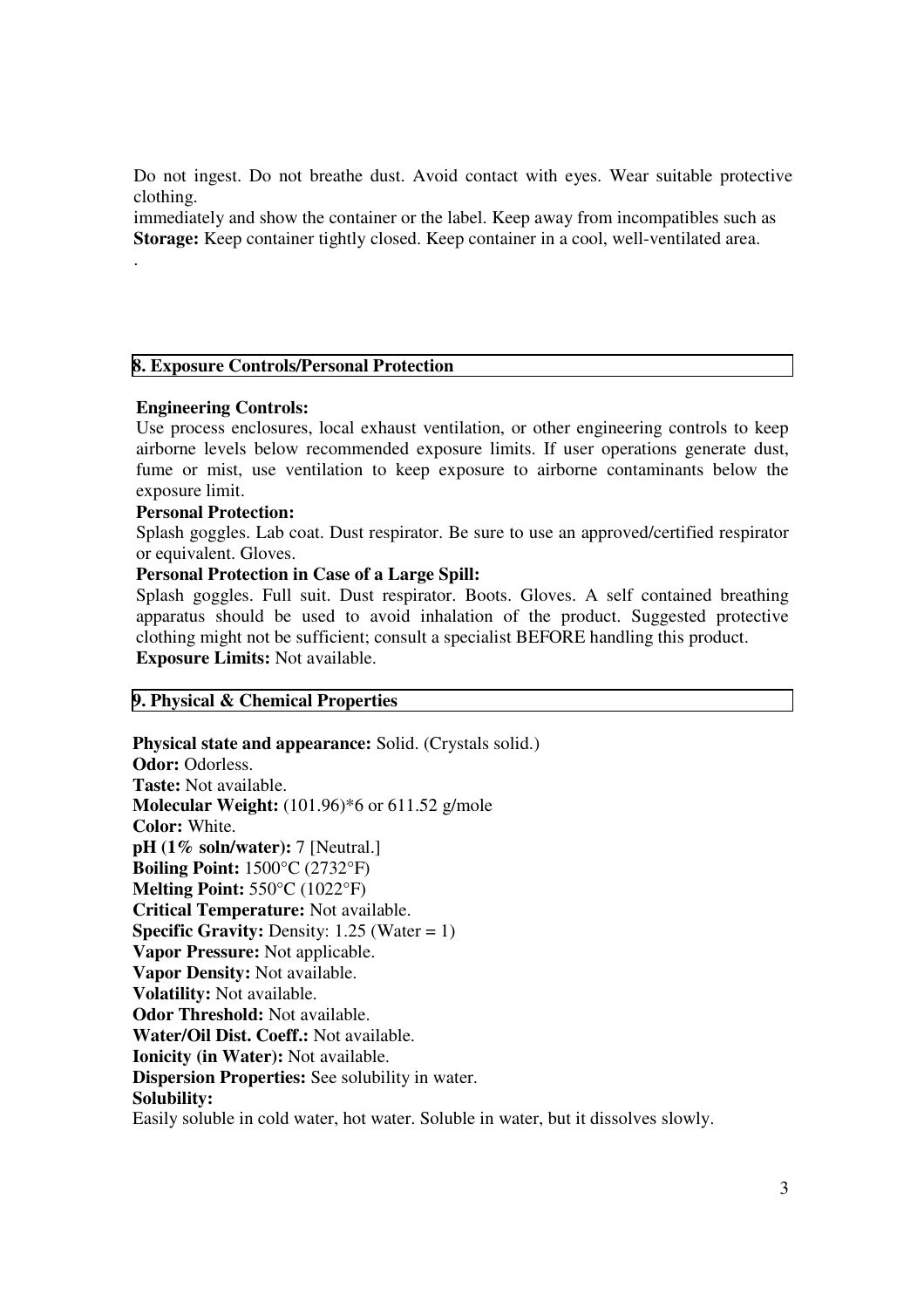Do not ingest. Do not breathe dust. Avoid contact with eyes. Wear suitable protective clothing.
immediately and show the container or the label. Keep away from incompatibles such as
**Storage:** Keep container tightly closed. Keep container in a cool, well-ventilated area.

.

## 8. Exposure Controls/Personal Protection

**Engineering Controls:**
Use process enclosures, local exhaust ventilation, or other engineering controls to keep airborne levels below recommended exposure limits. If user operations generate dust, fume or mist, use ventilation to keep exposure to airborne contaminants below the exposure limit.

**Personal Protection:**
Splash goggles. Lab coat. Dust respirator. Be sure to use an approved/certified respirator or equivalent. Gloves.

**Personal Protection in Case of a Large Spill:**
Splash goggles. Full suit. Dust respirator. Boots. Gloves. A self contained breathing apparatus should be used to avoid inhalation of the product. Suggested protective clothing might not be sufficient; consult a specialist BEFORE handling this product.

**Exposure Limits:** Not available.

## 9. Physical & Chemical Properties

**Physical state and appearance:** Solid. (Crystals solid.)
**Odor:** Odorless.
**Taste:** Not available.
**Molecular Weight:** (101.96)*6 or 611.52 g/mole
**Color:** White.
**pH (1% soln/water):** 7 [Neutral.]
**Boiling Point:** 1500°C (2732°F)
**Melting Point:** 550°C (1022°F)
**Critical Temperature:** Not available.
**Specific Gravity:** Density: 1.25 (Water = 1)
**Vapor Pressure:** Not applicable.
**Vapor Density:** Not available.
**Volatility:** Not available.
**Odor Threshold:** Not available.
**Water/Oil Dist. Coeff.:** Not available.
**Ionicity (in Water):** Not available.
**Dispersion Properties:** See solubility in water.
**Solubility:**
Easily soluble in cold water, hot water. Soluble in water, but it dissolves slowly.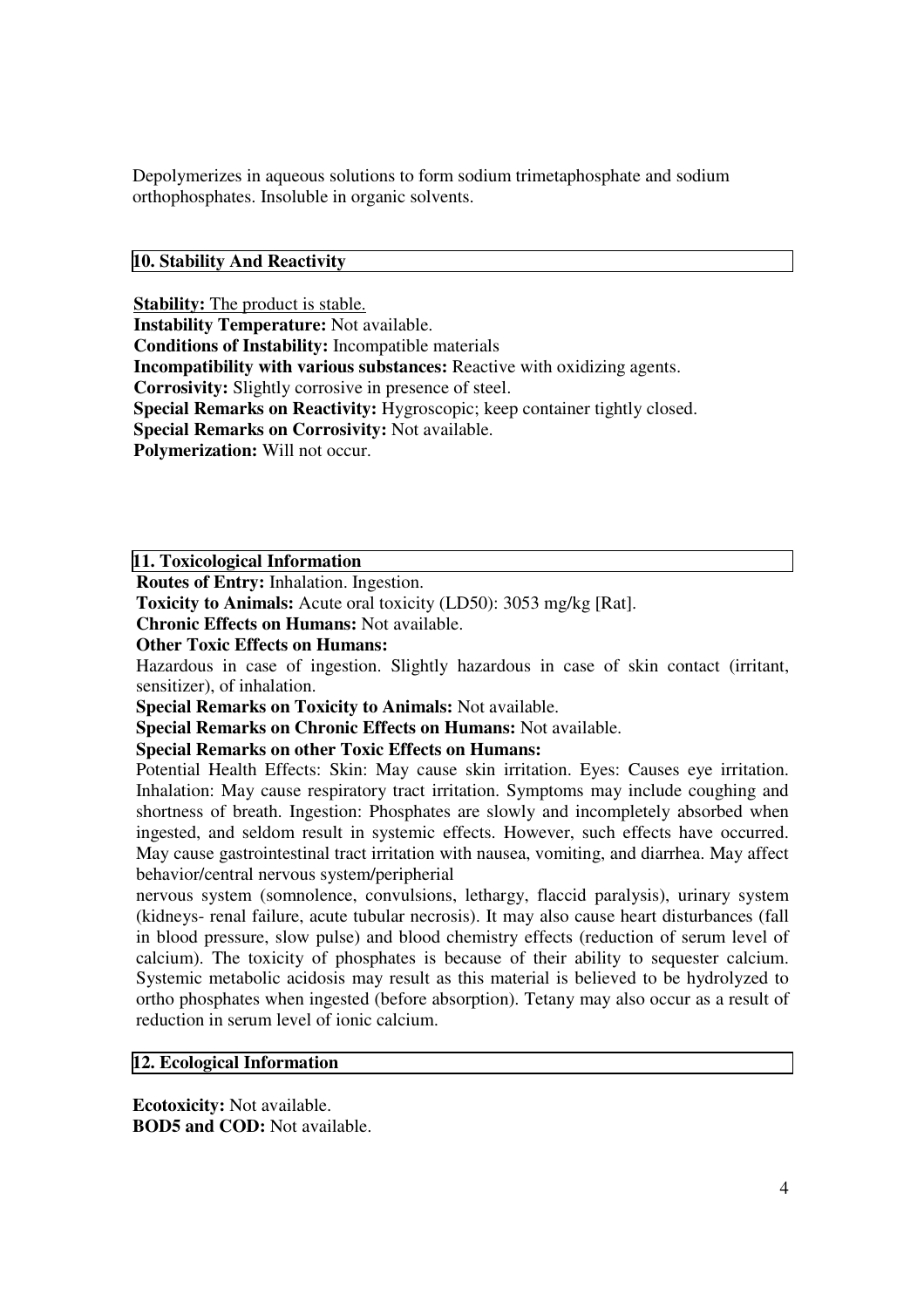Depolymerizes in aqueous solutions to form sodium trimetaphosphate and sodium orthophosphates. Insoluble in organic solvents.

## 10. Stability And Reactivity

**Stability:** The product is stable.
**Instability Temperature:** Not available.
**Conditions of Instability:** Incompatible materials
**Incompatibility with various substances:** Reactive with oxidizing agents.
**Corrosivity:** Slightly corrosive in presence of steel.
**Special Remarks on Reactivity:** Hygroscopic; keep container tightly closed.
**Special Remarks on Corrosivity:** Not available.
**Polymerization:** Will not occur.

## 11. Toxicological Information

**Routes of Entry:** Inhalation. Ingestion.
**Toxicity to Animals:** Acute oral toxicity (LD50): 3053 mg/kg [Rat].
**Chronic Effects on Humans:** Not available.
**Other Toxic Effects on Humans:**
Hazardous in case of ingestion. Slightly hazardous in case of skin contact (irritant, sensitizer), of inhalation.
**Special Remarks on Toxicity to Animals:** Not available.
**Special Remarks on Chronic Effects on Humans:** Not available.
**Special Remarks on other Toxic Effects on Humans:**
Potential Health Effects: Skin: May cause skin irritation. Eyes: Causes eye irritation. Inhalation: May cause respiratory tract irritation. Symptoms may include coughing and shortness of breath. Ingestion: Phosphates are slowly and incompletely absorbed when ingested, and seldom result in systemic effects. However, such effects have occurred. May cause gastrointestinal tract irritation with nausea, vomiting, and diarrhea. May affect behavior/central nervous system/peripherial nervous system (somnolence, convulsions, lethargy, flaccid paralysis), urinary system (kidneys- renal failure, acute tubular necrosis). It may also cause heart disturbances (fall in blood pressure, slow pulse) and blood chemistry effects (reduction of serum level of calcium). The toxicity of phosphates is because of their ability to sequester calcium. Systemic metabolic acidosis may result as this material is believed to be hydrolyzed to ortho phosphates when ingested (before absorption). Tetany may also occur as a result of reduction in serum level of ionic calcium.

## 12. Ecological Information

**Ecotoxicity:** Not available.
**BOD5 and COD:** Not available.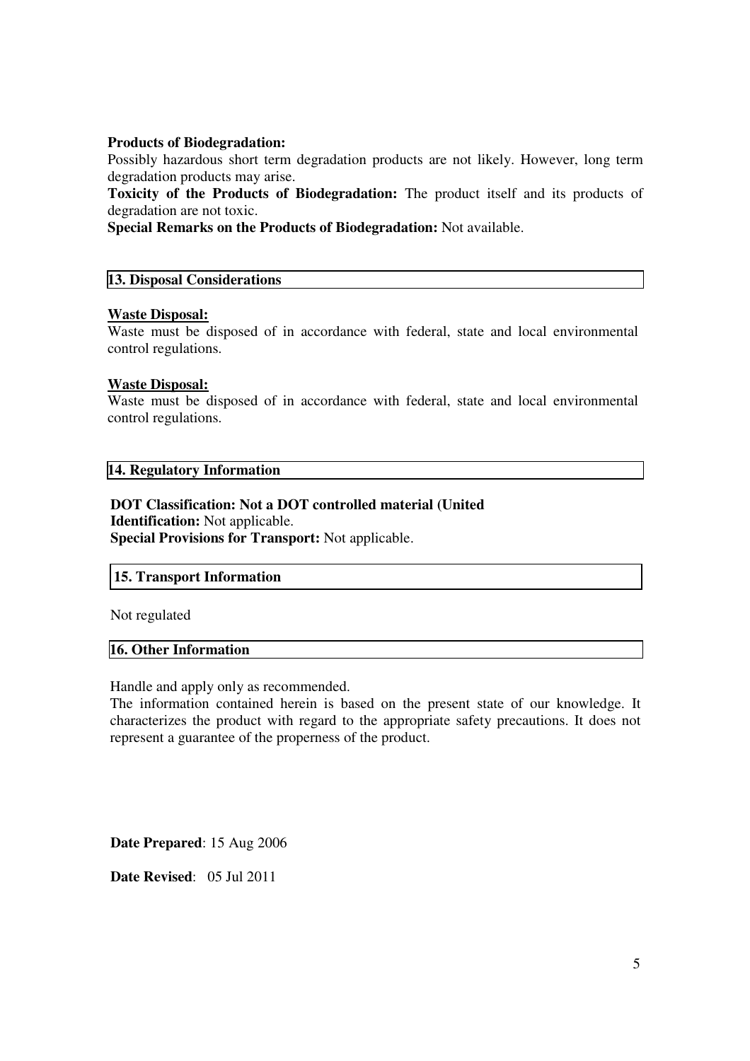**Products of Biodegradation:**
Possibly hazardous short term degradation products are not likely. However, long term degradation products may arise.

**Toxicity of the Products of Biodegradation:** The product itself and its products of degradation are not toxic.

**Special Remarks on the Products of Biodegradation:** Not available.

## 13. Disposal Considerations

**Waste Disposal:**
Waste must be disposed of in accordance with federal, state and local environmental control regulations.

**Waste Disposal:**
Waste must be disposed of in accordance with federal, state and local environmental control regulations.

## 14. Regulatory Information

**DOT Classification: Not a DOT controlled material (United**
**Identification:** Not applicable.
**Special Provisions for Transport:** Not applicable.

## 15. Transport Information

Not regulated

## 16. Other Information

Handle and apply only as recommended.
The information contained herein is based on the present state of our knowledge. It characterizes the product with regard to the appropriate safety precautions. It does not represent a guarantee of the properness of the product.

**Date Prepared**: 15 Aug 2006

**Date Revised**: 05 Jul 2011